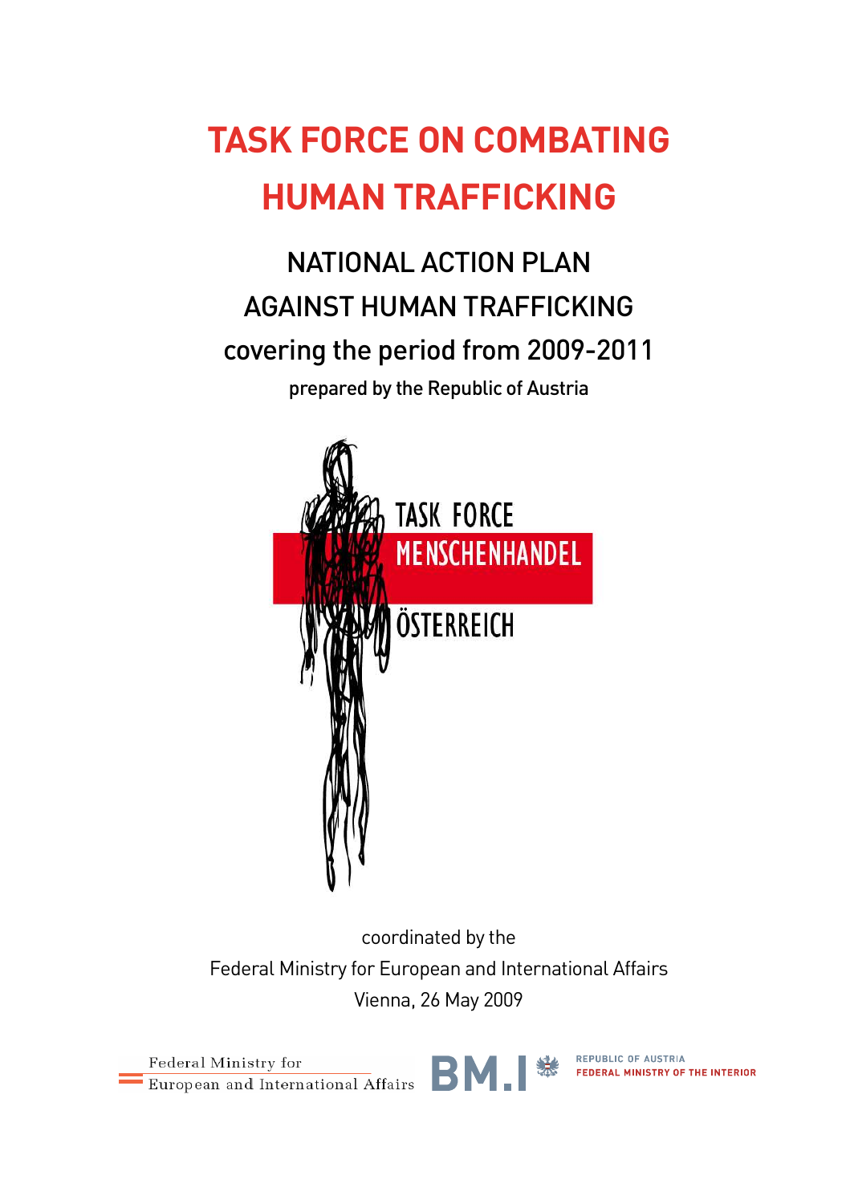# TASK FORCE ON COMBATING HUMAN TRAFFICKING

## NATIONAL ACTION PLAN AGAINST HUMAN TRAFFICKING covering the period from 2009-2011

prepared by the Republic of Austria

TASK FORCE MENSCHENHANDEL ÖSTERREICH

coordinated by the
Federal Ministry for European and International Affairs
Vienna, 26 May 2009

Federal Ministry for European and International Affairs

BM.I REPUBLIC OF AUSTRIA FEDERAL MINISTRY OF THE INTERIOR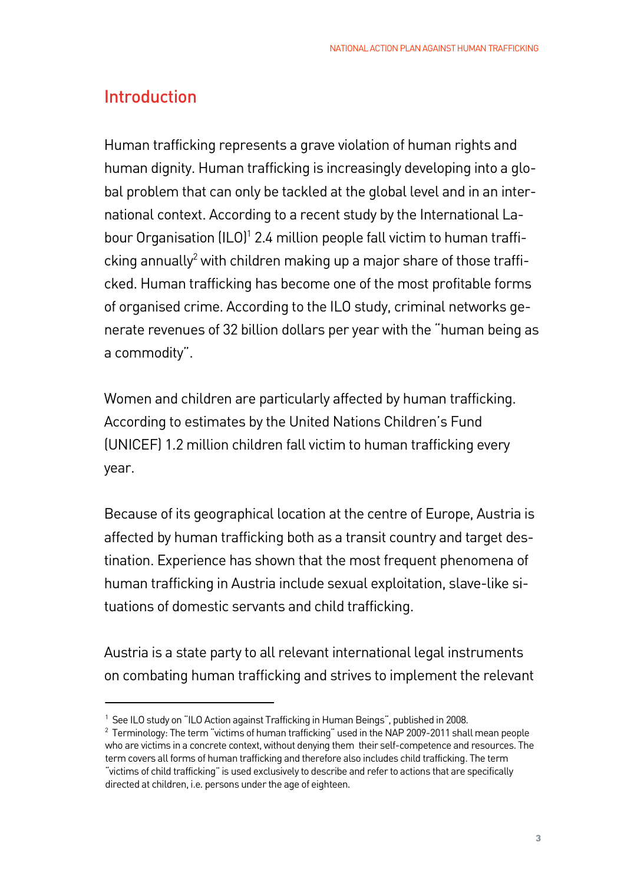## Introduction

Human trafficking represents a grave violation of human rights and human dignity. Human trafficking is increasingly developing into a global problem that can only be tackled at the global level and in an international context. According to a recent study by the International Labour Organisation (ILO)[1] 2.4 million people fall victim to human trafficking annually[2] with children making up a major share of those trafficked. Human trafficking has become one of the most profitable forms of organised crime. According to the ILO study, criminal networks generate revenues of 32 billion dollars per year with the "human being as a commodity".

Women and children are particularly affected by human trafficking. According to estimates by the United Nations Children's Fund (UNICEF) 1.2 million children fall victim to human trafficking every year.

Because of its geographical location at the centre of Europe, Austria is affected by human trafficking both as a transit country and target destination. Experience has shown that the most frequent phenomena of human trafficking in Austria include sexual exploitation, slave-like situations of domestic servants and child trafficking.

Austria is a state party to all relevant international legal instruments on combating human trafficking and strives to implement the relevant

---

[1] See ILO study on "ILO Action against Trafficking in Human Beings", published in 2008.

[2] Terminology: The term "victims of human trafficking" used in the NAP 2009-2011 shall mean people who are victims in a concrete context, without denying them their self-competence and resources. The term covers all forms of human trafficking and therefore also includes child trafficking. The term "victims of child trafficking" is used exclusively to describe and refer to actions that are specifically directed at children, i.e. persons under the age of eighteen.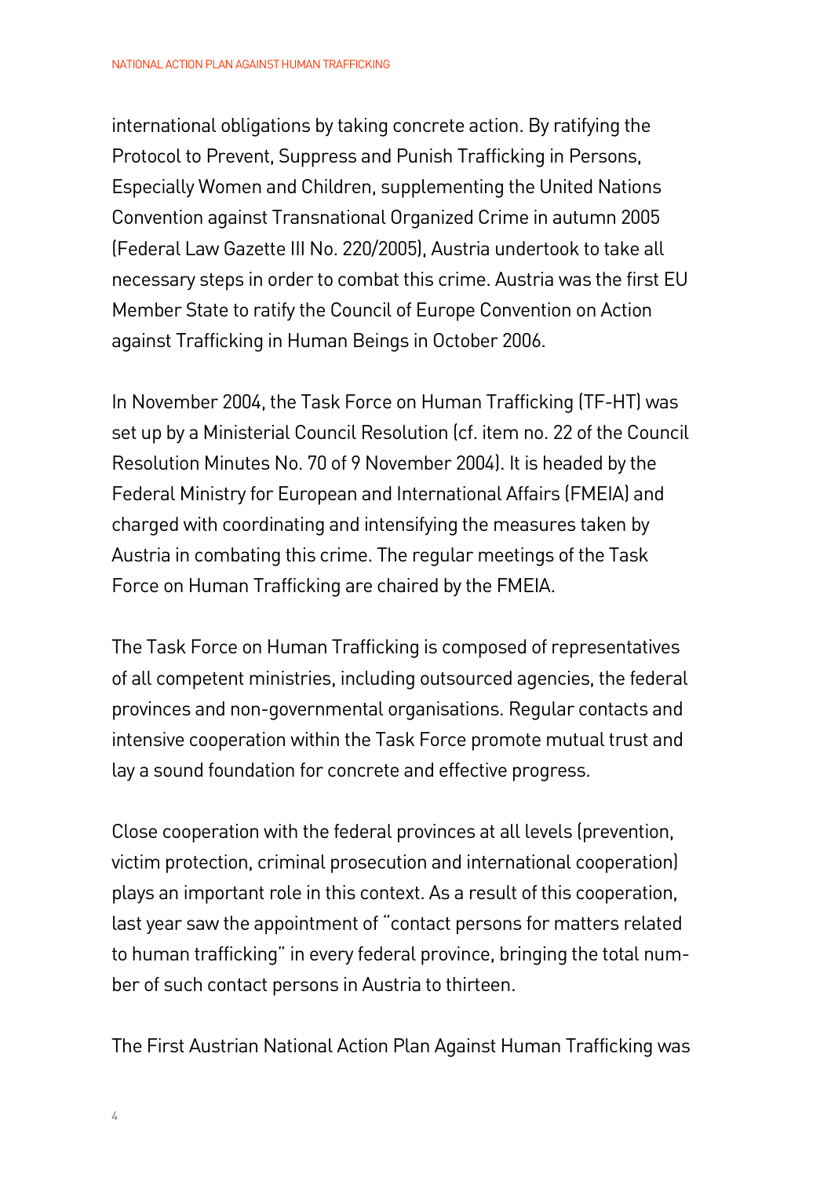international obligations by taking concrete action. By ratifying the Protocol to Prevent, Suppress and Punish Trafficking in Persons, Especially Women and Children, supplementing the United Nations Convention against Transnational Organized Crime in autumn 2005 (Federal Law Gazette III No. 220/2005), Austria undertook to take all necessary steps in order to combat this crime. Austria was the first EU Member State to ratify the Council of Europe Convention on Action against Trafficking in Human Beings in October 2006.

In November 2004, the Task Force on Human Trafficking (TF-HT) was set up by a Ministerial Council Resolution (cf. item no. 22 of the Council Resolution Minutes No. 70 of 9 November 2004). It is headed by the Federal Ministry for European and International Affairs (FMEIA) and charged with coordinating and intensifying the measures taken by Austria in combating this crime. The regular meetings of the Task Force on Human Trafficking are chaired by the FMEIA.

The Task Force on Human Trafficking is composed of representatives of all competent ministries, including outsourced agencies, the federal provinces and non-governmental organisations. Regular contacts and intensive cooperation within the Task Force promote mutual trust and lay a sound foundation for concrete and effective progress.

Close cooperation with the federal provinces at all levels (prevention, victim protection, criminal prosecution and international cooperation) plays an important role in this context. As a result of this cooperation, last year saw the appointment of "contact persons for matters related to human trafficking" in every federal province, bringing the total number of such contact persons in Austria to thirteen.

The First Austrian National Action Plan Against Human Trafficking was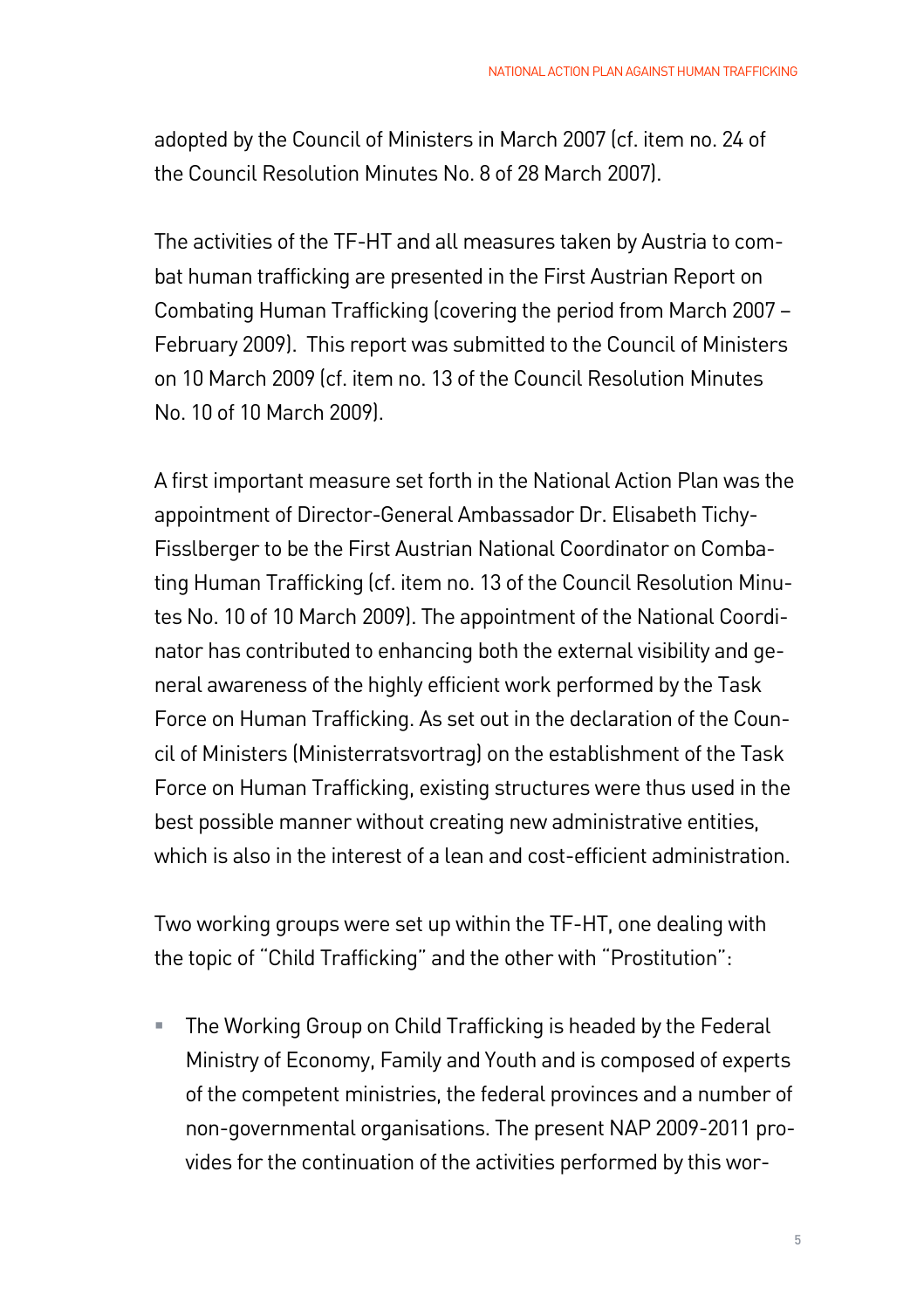adopted by the Council of Ministers in March 2007 (cf. item no. 24 of the Council Resolution Minutes No. 8 of 28 March 2007).

The activities of the TF-HT and all measures taken by Austria to combat human trafficking are presented in the First Austrian Report on Combating Human Trafficking (covering the period from March 2007 – February 2009). This report was submitted to the Council of Ministers on 10 March 2009 (cf. item no. 13 of the Council Resolution Minutes No. 10 of 10 March 2009).

A first important measure set forth in the National Action Plan was the appointment of Director-General Ambassador Dr. Elisabeth Tichy-Fisslberger to be the First Austrian National Coordinator on Combating Human Trafficking (cf. item no. 13 of the Council Resolution Minutes No. 10 of 10 March 2009). The appointment of the National Coordinator has contributed to enhancing both the external visibility and general awareness of the highly efficient work performed by the Task Force on Human Trafficking. As set out in the declaration of the Council of Ministers (Ministerratsvortrag) on the establishment of the Task Force on Human Trafficking, existing structures were thus used in the best possible manner without creating new administrative entities, which is also in the interest of a lean and cost-efficient administration.

Two working groups were set up within the TF-HT, one dealing with the topic of "Child Trafficking" and the other with "Prostitution":

- The Working Group on Child Trafficking is headed by the Federal Ministry of Economy, Family and Youth and is composed of experts of the competent ministries, the federal provinces and a number of non-governmental organisations. The present NAP 2009-2011 provides for the continuation of the activities performed by this wor-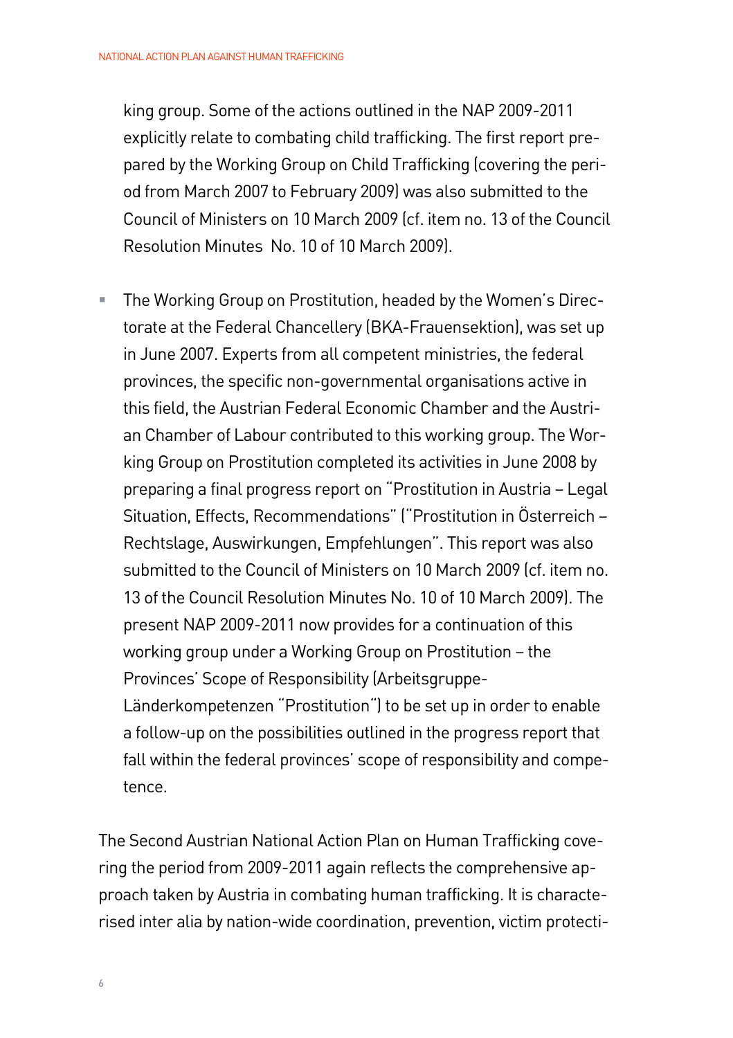king group. Some of the actions outlined in the NAP 2009-2011 explicitly relate to combating child trafficking. The first report prepared by the Working Group on Child Trafficking (covering the period from March 2007 to February 2009) was also submitted to the Council of Ministers on 10 March 2009 (cf. item no. 13 of the Council Resolution Minutes No. 10 of 10 March 2009).

- The Working Group on Prostitution, headed by the Women's Directorate at the Federal Chancellery (BKA-Frauensektion), was set up in June 2007. Experts from all competent ministries, the federal provinces, the specific non-governmental organisations active in this field, the Austrian Federal Economic Chamber and the Austrian Chamber of Labour contributed to this working group. The Working Group on Prostitution completed its activities in June 2008 by preparing a final progress report on "Prostitution in Austria – Legal Situation, Effects, Recommendations" ("Prostitution in Österreich – Rechtslage, Auswirkungen, Empfehlungen". This report was also submitted to the Council of Ministers on 10 March 2009 (cf. item no. 13 of the Council Resolution Minutes No. 10 of 10 March 2009). The present NAP 2009-2011 now provides for a continuation of this working group under a Working Group on Prostitution – the Provinces' Scope of Responsibility (Arbeitsgruppe-Länderkompetenzen "Prostitution") to be set up in order to enable a follow-up on the possibilities outlined in the progress report that fall within the federal provinces' scope of responsibility and competence.

The Second Austrian National Action Plan on Human Trafficking covering the period from 2009-2011 again reflects the comprehensive approach taken by Austria in combating human trafficking. It is characterised inter alia by nation-wide coordination, prevention, victim protecti-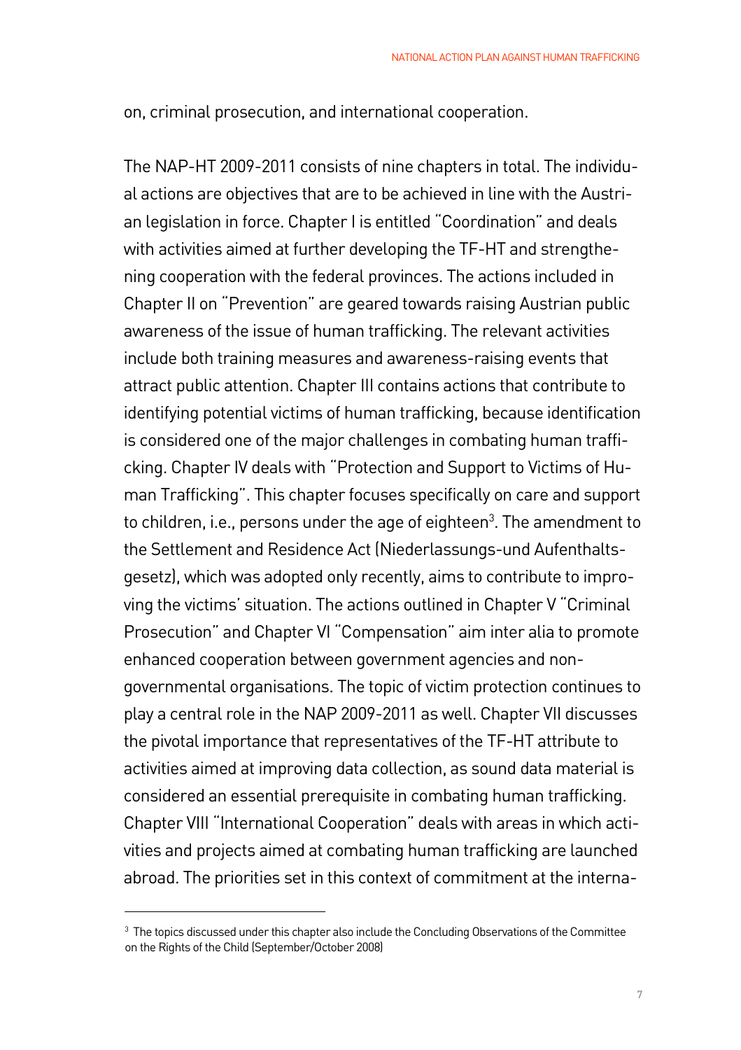on, criminal prosecution, and international cooperation.

The NAP-HT 2009-2011 consists of nine chapters in total. The individual actions are objectives that are to be achieved in line with the Austrian legislation in force. Chapter I is entitled "Coordination" and deals with activities aimed at further developing the TF-HT and strengthening cooperation with the federal provinces. The actions included in Chapter II on "Prevention" are geared towards raising Austrian public awareness of the issue of human trafficking. The relevant activities include both training measures and awareness-raising events that attract public attention. Chapter III contains actions that contribute to identifying potential victims of human trafficking, because identification is considered one of the major challenges in combating human trafficking. Chapter IV deals with "Protection and Support to Victims of Human Trafficking". This chapter focuses specifically on care and support to children, i.e., persons under the age of eighteen[3]. The amendment to the Settlement and Residence Act (Niederlassungs-und Aufenthaltsgesetz), which was adopted only recently, aims to contribute to improving the victims' situation. The actions outlined in Chapter V "Criminal Prosecution" and Chapter VI "Compensation" aim inter alia to promote enhanced cooperation between government agencies and non-governmental organisations. The topic of victim protection continues to play a central role in the NAP 2009-2011 as well. Chapter VII discusses the pivotal importance that representatives of the TF-HT attribute to activities aimed at improving data collection, as sound data material is considered an essential prerequisite in combating human trafficking. Chapter VIII "International Cooperation" deals with areas in which activities and projects aimed at combating human trafficking are launched abroad. The priorities set in this context of commitment at the interna-

---

[3] The topics discussed under this chapter also include the Concluding Observations of the Committee on the Rights of the Child (September/October 2008)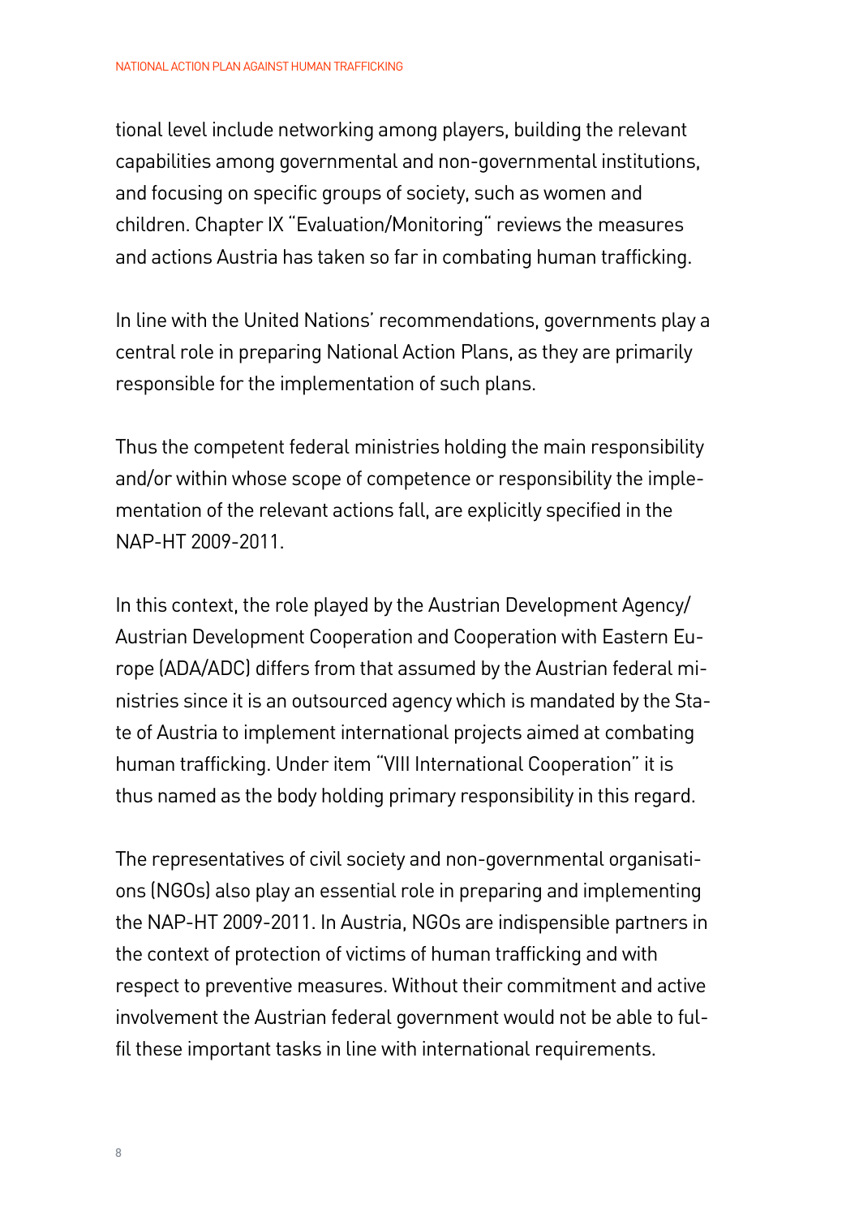tional level include networking among players, building the relevant capabilities among governmental and non-governmental institutions, and focusing on specific groups of society, such as women and children. Chapter IX "Evaluation/Monitoring" reviews the measures and actions Austria has taken so far in combating human trafficking.

In line with the United Nations' recommendations, governments play a central role in preparing National Action Plans, as they are primarily responsible for the implementation of such plans.

Thus the competent federal ministries holding the main responsibility and/or within whose scope of competence or responsibility the implementation of the relevant actions fall, are explicitly specified in the NAP-HT 2009-2011.

In this context, the role played by the Austrian Development Agency/ Austrian Development Cooperation and Cooperation with Eastern Europe (ADA/ADC) differs from that assumed by the Austrian federal ministries since it is an outsourced agency which is mandated by the State of Austria to implement international projects aimed at combating human trafficking. Under item "VIII International Cooperation" it is thus named as the body holding primary responsibility in this regard.

The representatives of civil society and non-governmental organisations (NGOs) also play an essential role in preparing and implementing the NAP-HT 2009-2011. In Austria, NGOs are indispensible partners in the context of protection of victims of human trafficking and with respect to preventive measures. Without their commitment and active involvement the Austrian federal government would not be able to fulfil these important tasks in line with international requirements.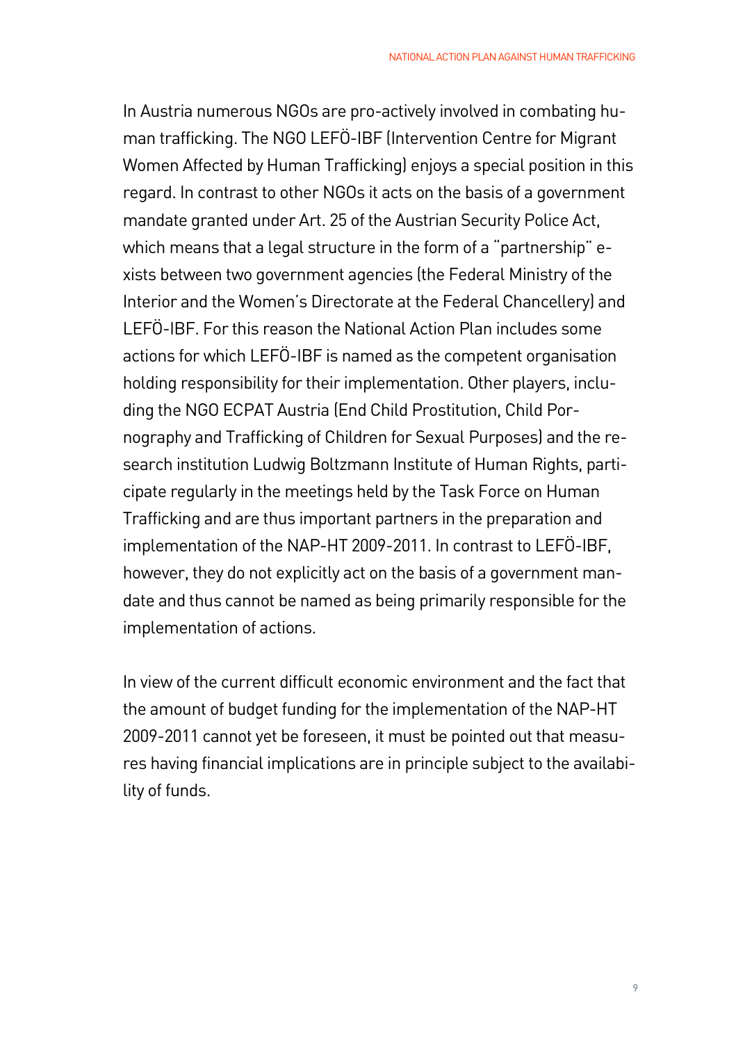In Austria numerous NGOs are pro-actively involved in combating human trafficking. The NGO LEFÖ-IBF (Intervention Centre for Migrant Women Affected by Human Trafficking) enjoys a special position in this regard. In contrast to other NGOs it acts on the basis of a government mandate granted under Art. 25 of the Austrian Security Police Act, which means that a legal structure in the form of a "partnership" exists between two government agencies (the Federal Ministry of the Interior and the Women's Directorate at the Federal Chancellery) and LEFÖ-IBF. For this reason the National Action Plan includes some actions for which LEFÖ-IBF is named as the competent organisation holding responsibility for their implementation. Other players, including the NGO ECPAT Austria (End Child Prostitution, Child Pornography and Trafficking of Children for Sexual Purposes) and the research institution Ludwig Boltzmann Institute of Human Rights, participate regularly in the meetings held by the Task Force on Human Trafficking and are thus important partners in the preparation and implementation of the NAP-HT 2009-2011. In contrast to LEFÖ-IBF, however, they do not explicitly act on the basis of a government mandate and thus cannot be named as being primarily responsible for the implementation of actions.

In view of the current difficult economic environment and the fact that the amount of budget funding for the implementation of the NAP-HT 2009-2011 cannot yet be foreseen, it must be pointed out that measures having financial implications are in principle subject to the availability of funds.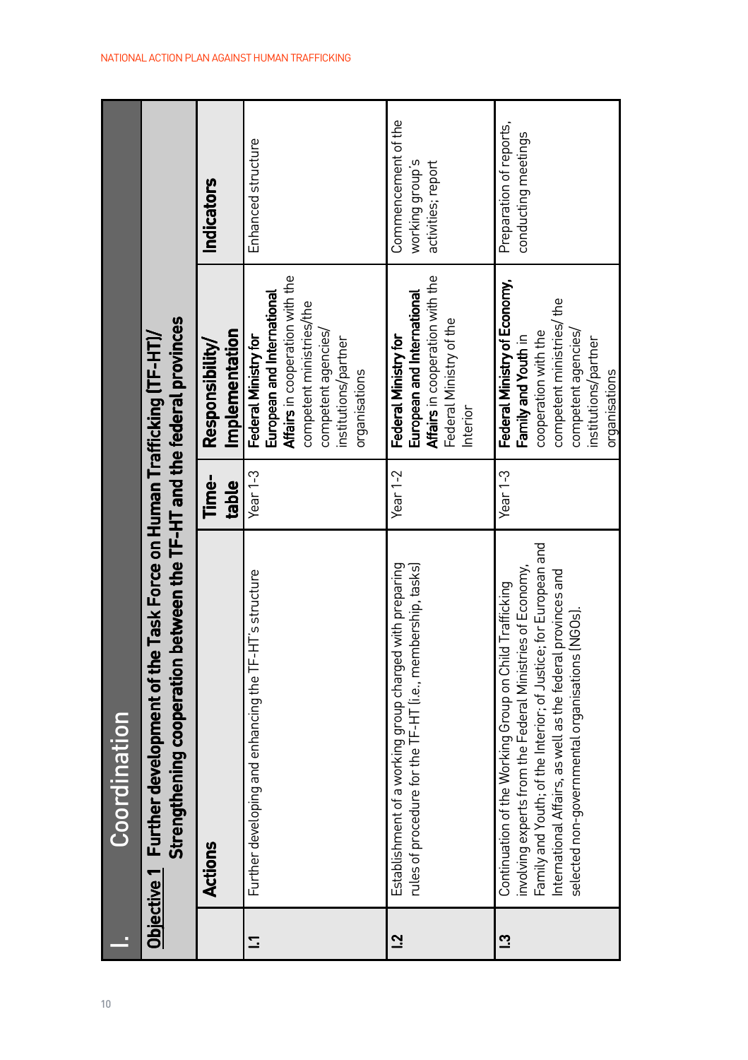# I. Coordination

| | Actions | Time-table | Responsibility/ Implementation | Indicators |
|---|---|---|---|---|
| **Objective 1** | **Further development of the Task Force on Human Trafficking (TF-HT)/ Strengthening cooperation between the TF-HT and the federal provinces** | | | |
| **I.1** | Further developing and enhancing the TF-HT's structure | Year 1-3 | **Federal Ministry for European and International Affairs** in cooperation with the competent ministries/the competent agencies/ institutions/partner organisations | Enhanced structure |
| **I.2** | Establishment of a working group charged with preparing rules of procedure for the TF-HT (i.e., membership, tasks) | Year 1-2 | **Federal Ministry for European and International Affairs** in cooperation with the Federal Ministry of the Interior | Commencement of the working group's activities; report |
| **I.3** | Continuation of the Working Group on Child Trafficking involving experts from the Federal Ministries of Economy, Family and Youth; of the Interior; of Justice; for European and International Affairs, as well as the federal provinces and selected non-governmental organisations (NGOs). | Year 1-3 | **Federal Ministry of Economy, Family and Youth** in cooperation with the competent ministries/ the competent agencies/ institutions/partner organisations | Preparation of reports, conducting meetings |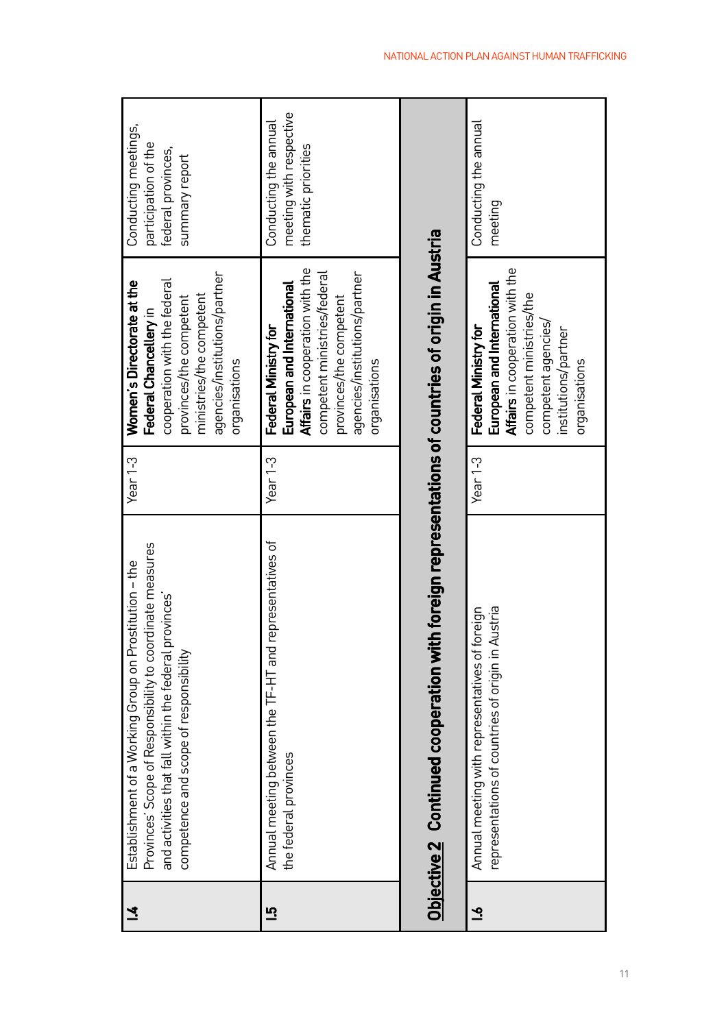| | | | | |
|---|---|---|---|---|
| **1.4** | Establishment of a Working Group on Prostitution – the Provinces' Scope of Responsibility to coordinate measures and activities that fall within the federal provinces' competence and scope of responsibility | Year 1-3 | **Women's Directorate at the Federal Chancellery** in cooperation with the federal provinces/the competent ministries/the competent agencies/institutions/partner organisations | Conducting meetings, participation of the federal provinces, summary report |
| **1.5** | Annual meeting between the TF-HT and representatives of the federal provinces | Year 1-3 | **Federal Ministry for European and International Affairs** in cooperation with the competent ministries/federal provinces/the competent agencies/institutions/partner organisations | Conducting the annual meeting with respective thematic priorities |
| **Objective 2** | **Continued cooperation with foreign representations of countries of origin in Austria** | | | |
| **1.6** | Annual meeting with representatives of foreign representations of countries of origin in Austria | Year 1-3 | **Federal Ministry for European and International Affairs** in cooperation with the competent ministries/the competent agencies/institutions/partner organisations | Conducting the annual meeting |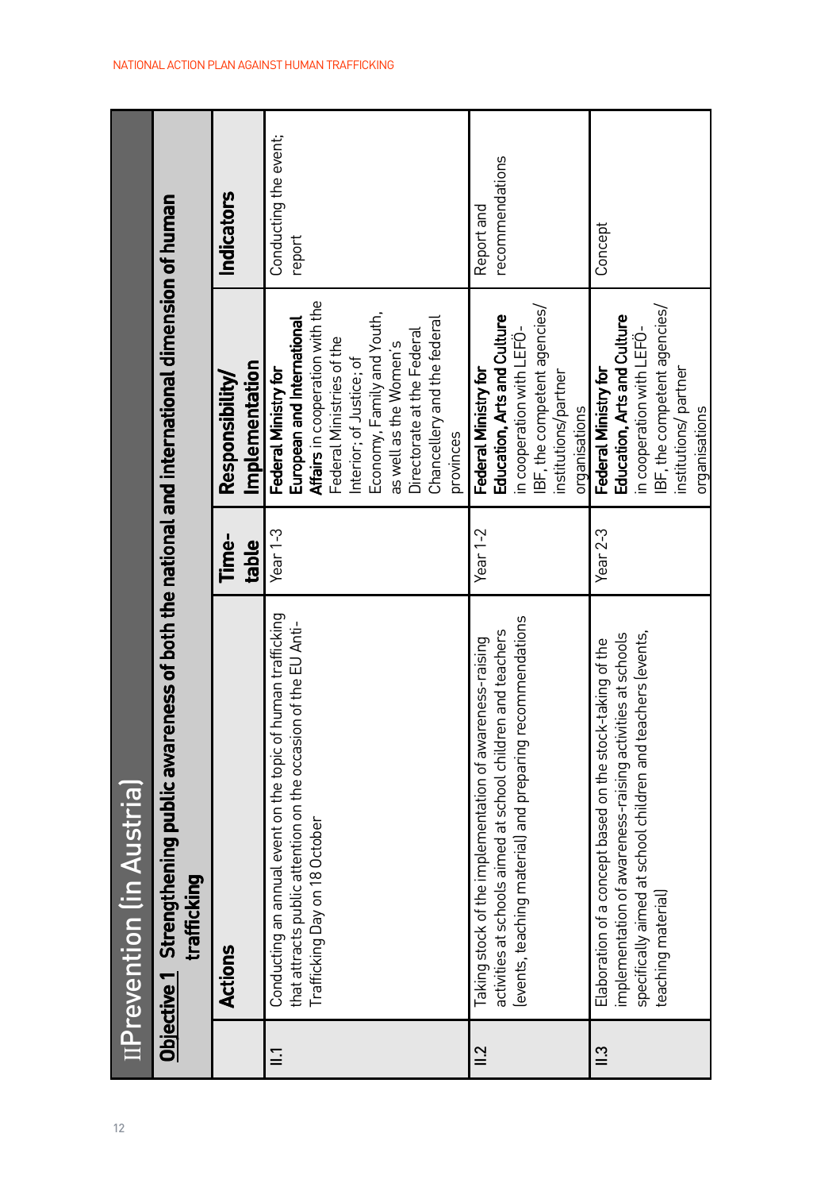## II Prevention (in Austria)

**Objective 1** **Strengthening public awareness of both the national and international dimension of human trafficking**

| | Actions | Time-table | Responsibility/ Implementation | Indicators |
|---|---|---|---|---|
| II.1 | Conducting an annual event on the topic of human trafficking that attracts public attention on the occasion of the EU Anti-Trafficking Day on 18 October | Year 1-3 | **Federal Ministry for European and International Affairs** in cooperation with the Federal Ministries of the Interior; of Justice; of Economy, Family and Youth, as well as the Women's Directorate at the Federal Chancellery and the federal provinces | Conducting the event; report |
| II.2 | Taking stock of the implementation of awareness-raising activities at schools aimed at school children and teachers (events, teaching material) and preparing recommendations | Year 1-2 | **Federal Ministry for Education, Arts and Culture** in cooperation with LEFÖ-IBF, the competent agencies/ institutions/partner organisations | Report and recommendations |
| II.3 | Elaboration of a concept based on the stock-taking of the implementation of awareness-raising activities at schools specifically aimed at school children and teachers (events, teaching material) | Year 2-3 | **Federal Ministry for Education, Arts and Culture** in cooperation with LEFÖ-IBF, the competent agencies/ institutions/ partner organisations | Concept |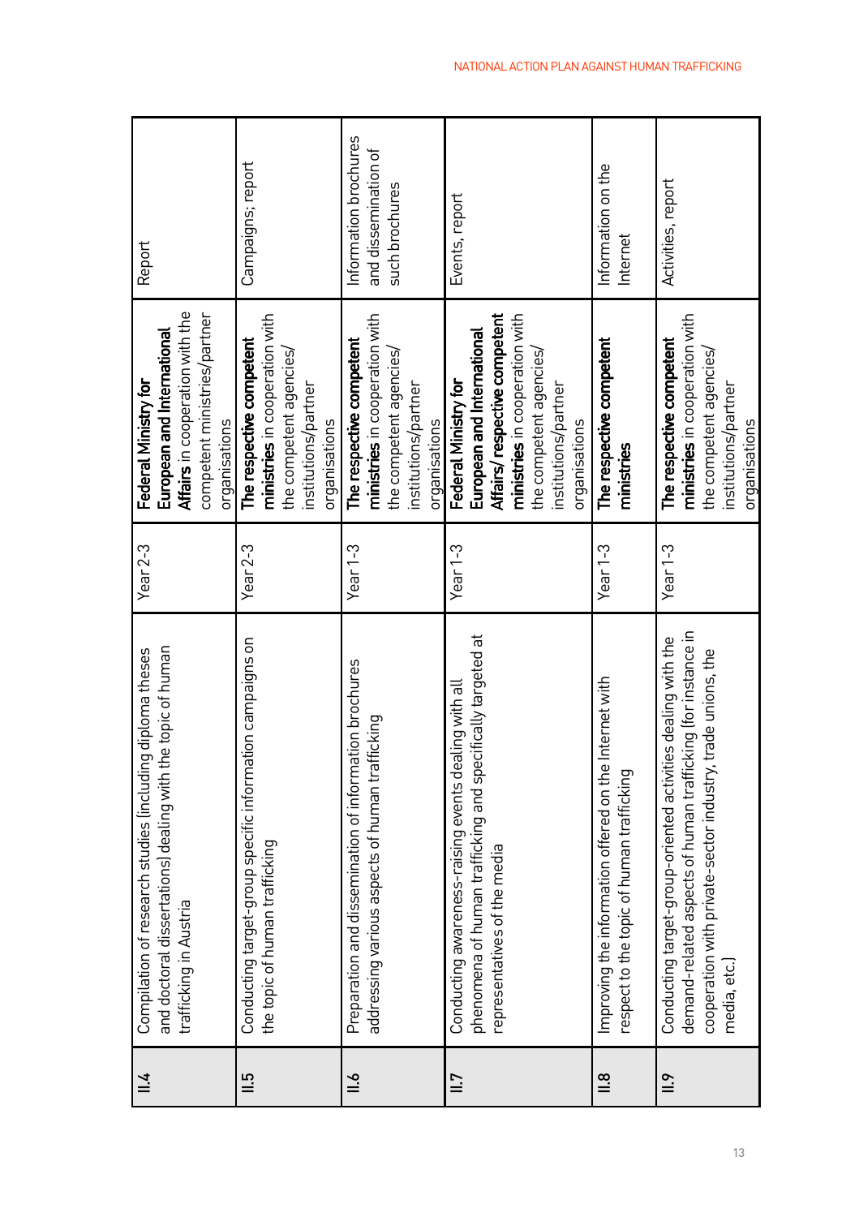| II.4 | Compilation of research studies (including diploma theses and doctoral dissertations) dealing with the topic of human trafficking in Austria | Year 2-3 | **Federal Ministry for European and International Affairs** in cooperation with the competent ministries/partner organisations | Report |
|---|---|---|---|---|
| II.5 | Conducting target-group specific information campaigns on the topic of human trafficking | Year 2-3 | **The respective competent ministries** in cooperation with the competent agencies/ institutions/partner organisations | Campaigns; report |
| II.6 | Preparation and dissemination of information brochures addressing various aspects of human trafficking | Year 1-3 | **The respective competent ministries** in cooperation with the competent agencies/ institutions/partner organisations | Information brochures and dissemination of such brochures |
| II.7 | Conducting awareness-raising events dealing with all phenomena of human trafficking and specifically targeted at representatives of the media | Year 1-3 | **Federal Ministry for European and International Affairs/ respective competent ministries** in cooperation with the competent agencies/ institutions/partner organisations | Events, report |
| II.8 | Improving the information offered on the Internet with respect to the topic of human trafficking | Year 1-3 | **The respective competent ministries** | Information on the Internet |
| II.9 | Conducting target-group-oriented activities dealing with the demand-related aspects of human trafficking (for instance in cooperation with private-sector industry, trade unions, the media, etc.) | Year 1-3 | **The respective competent ministries** in cooperation with the competent agencies/ institutions/partner organisations | Activities, report |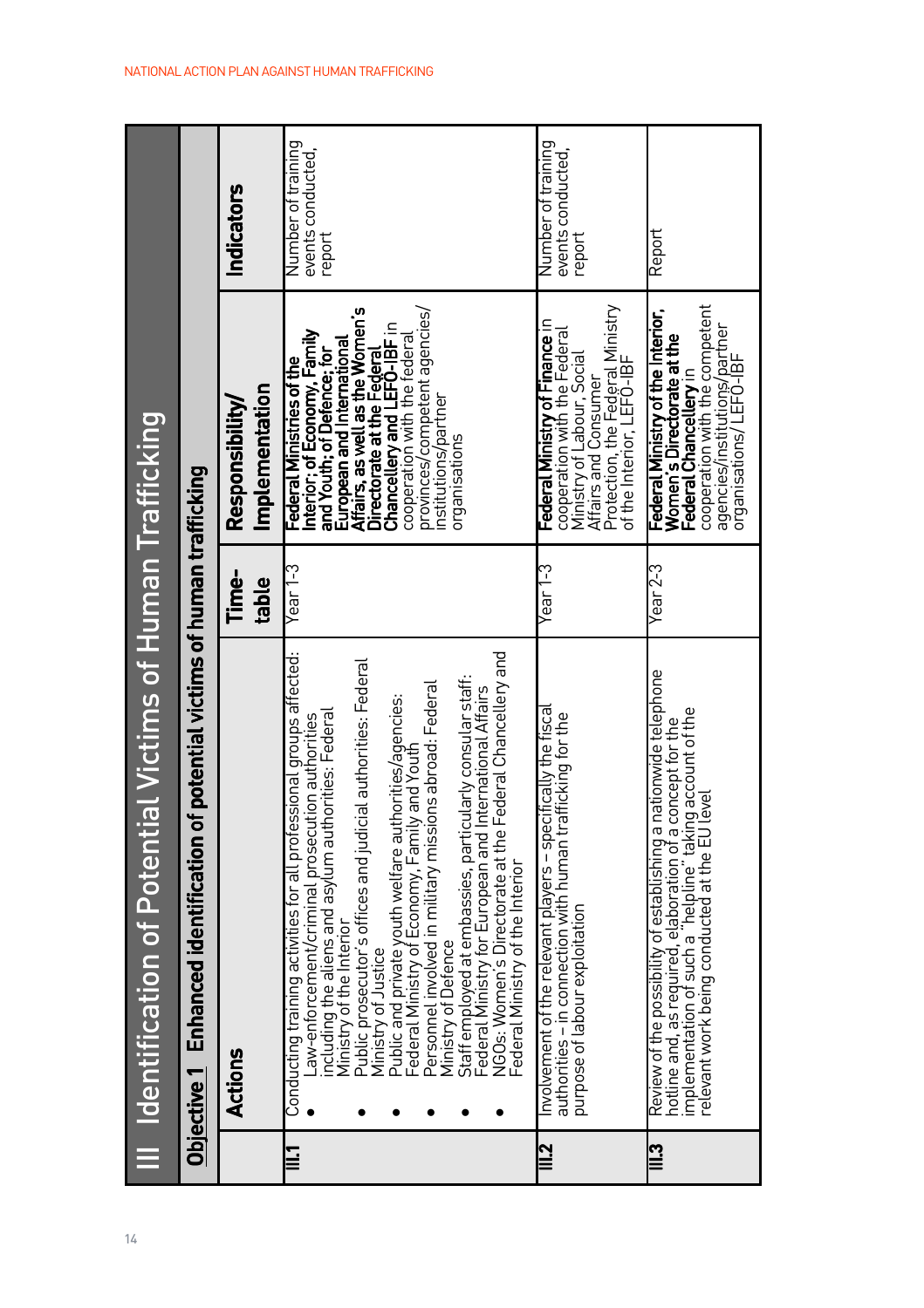## III Identification of Potential Victims of Human Trafficking

**Objective 1 Enhanced identification of potential victims of human trafficking**

| | Actions | Time-table | Responsibility/ Implementation | Indicators |
|---|---|---|---|---|
| III.1 | Conducting training activities for all professional groups affected: • Law-enforcement/criminal prosecution authorities including the aliens and asylum authorities: Federal Ministry of the Interior • Public prosecutor's offices and judicial authorities: Federal Ministry of Justice • Public and private youth welfare authorities/agencies: Federal Ministry of Economy, Family and Youth • Personnel involved in military missions abroad: Federal Ministry of Defence • Staff employed at embassies, particularly consular staff: Federal Ministry for European and International Affairs • NGOs: Women's Directorate at the Federal Chancellery and Federal Ministry of the Interior | Year 1-3 | **Federal Ministries of the Interior; of Economy, Family and Youth; of Defence; for European and International Affairs, as well as the Women's Directorate at the Federal Chancellery and LEFÖ-IBF** in cooperation with the federal provinces/competent agencies/ institutions/partner organisations | Number of training events conducted, report |
| III.2 | Involvement of the relevant players – specifically the fiscal authorities – in connection with human trafficking for the purpose of labour exploitation | Year 1-3 | **Federal Ministry of Finance** in cooperation with the Federal Ministry of Labour, Social Affairs and Consumer Protection, the Federal Ministry of the Interior, LEFÖ-IBF | Number of training events conducted, report |
| III.3 | Review of the possibility of establishing a nationwide telephone hotline and, as required, elaboration of a concept for the implementation of such a "helpline" taking account of the relevant work being conducted at the EU level | Year 2-3 | **Federal Ministry of the Interior, Women's Directorate at the Federal Chancellery** in cooperation with the competent agencies/institutions/partner organisations/ LEFÖ-IBF | Report |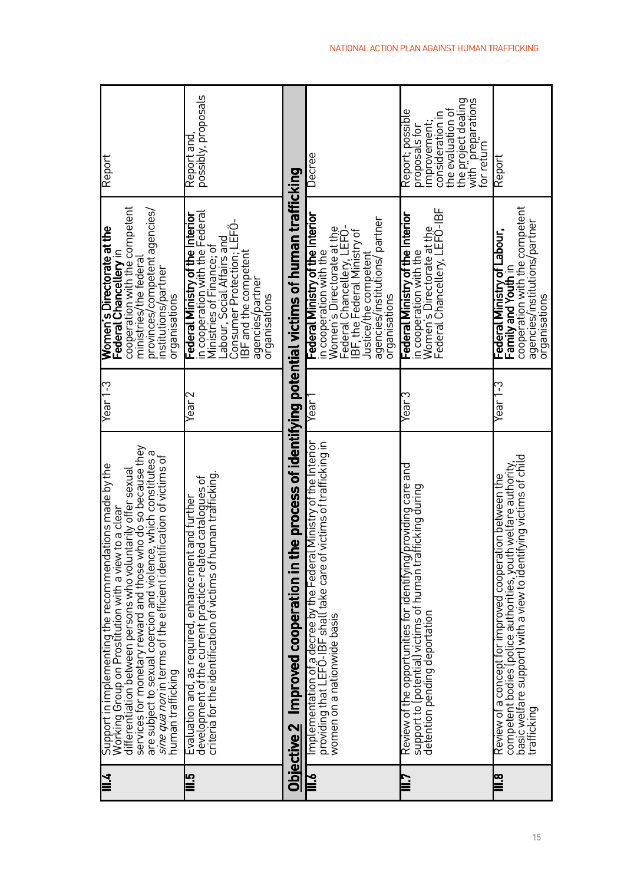| | | | | |
|---|---|---|---|---|
| **III.4** | Support in implementing the recommendations made by the Working Group on Prostitution with a view to a clear differentiation between persons who voluntarily offer sexual services for monetary reward and those who do so because they are subject to sexual coercion and violence, which constitutes a *sine qua non* in terms of the efficient identification of victims of human trafficking | Year 1-3 | **Women's Directorate at the Federal Chancellery** in cooperation with the competent ministries/the federal provinces/competent agencies/institutions/partner organisations | Report |
| **III.5** | Evaluation and, as required, enhancement and further development of the current practice-related catalogues of criteria for the identification of victims of human trafficking. | Year 2 | **Federal Ministry of the Interior** in cooperation with the Federal Ministries of Finance; of Labour, Social Affairs and Consumer Protection; LEFÖ-IBF and the competent agencies/partner organisations | Report and, possibly, proposals |
| **Objective 2 Improved cooperation in the process of identifying potential victims of human trafficking** | | | | |
| **III.6** | Implementation of a decree by the Federal Ministry of the Interior providing that LEFÖ-IBF shall take care of victims of trafficking in women on a nationwide basis | Year 1 | **Federal Ministry of the Interior** in cooperation with the Women's Directorate at the Federal Chancellery, LEFÖ-IBF, the Federal Ministry of Justice/the competent agencies/institutions/ partner organisations | Decree |
| **III.7** | Review of the opportunities for identifying/providing care and support to (potential) victims of human trafficking during detention pending deportation | Year 3 | **Federal Ministry of the Interior** in cooperation with the Women's Directorate at the Federal Chancellery, LEFÖ-IBF | Report; possible proposals for improvement; consideration in the evaluation of the project dealing with "preparations for return" |
| **III.8** | Review of a concept for improved cooperation between the competent bodies (police authorities, youth welfare authority, basic welfare support) with a view to identifying victims of child trafficking | Year 1-3 | **Federal Ministry of Labour, Family and Youth** in cooperation with the competent agencies/institutions/partner organisations | Report |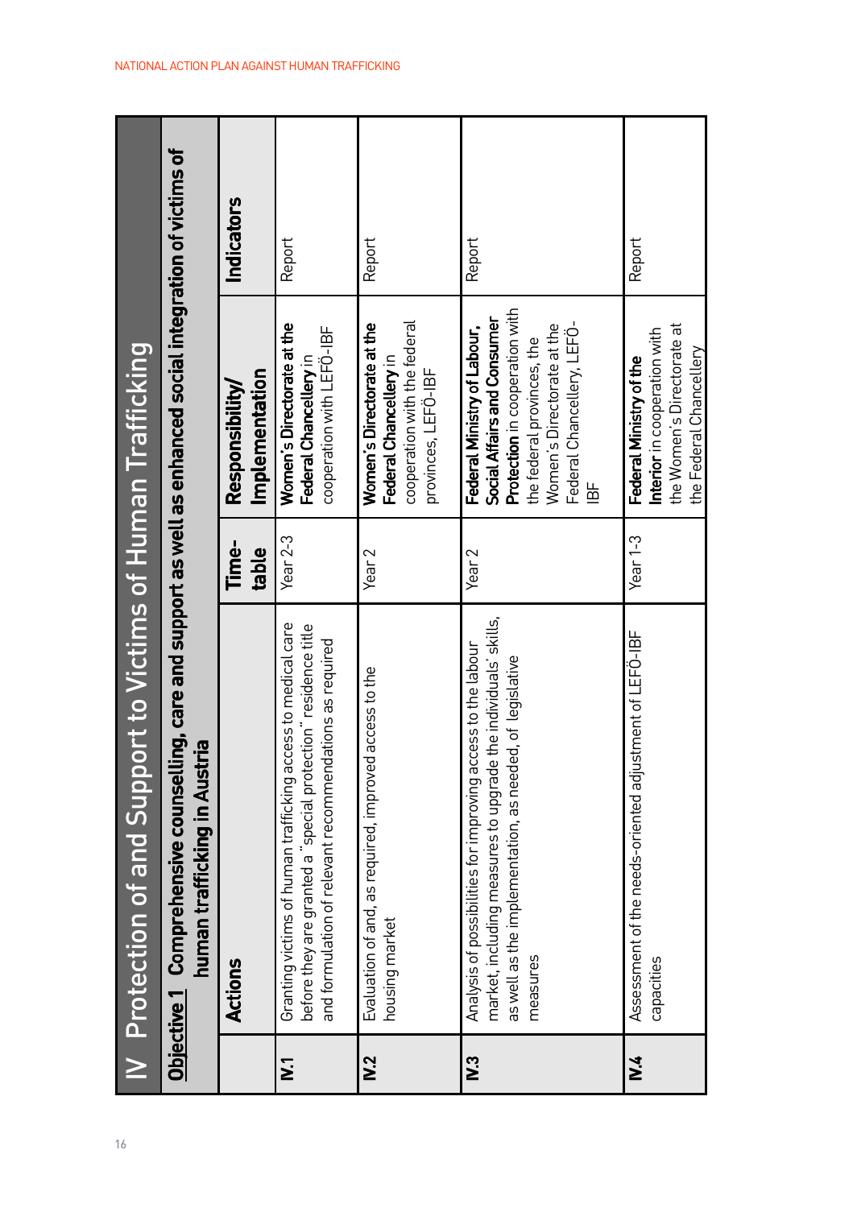# IV Protection of and Support to Victims of Human Trafficking

**Objective 1 Comprehensive counselling, care and support as well as enhanced social integration of victims of human trafficking in Austria**

| | Actions | Time-table | Responsibility/ Implementation | Indicators |
|---|---|---|---|---|
| **IV.1** | Granting victims of human trafficking access to medical care before they are granted a "special protection" residence title and formulation of relevant recommendations as required | Year 2-3 | **Women's Directorate at the Federal Chancellery** in cooperation with LEFÖ-IBF | Report |
| **IV.2** | Evaluation of and, as required, improved access to the housing market | Year 2 | **Women's Directorate at the Federal Chancellery** in cooperation with the federal provinces, LEFÖ-IBF | Report |
| **IV.3** | Analysis of possibilities for improving access to the labour market, including measures to upgrade the individuals' skills, as well as the implementation, as needed, of legislative measures | Year 2 | **Federal Ministry of Labour, Social Affairs and Consumer Protection** in cooperation with the federal provinces, the Women's Directorate at the Federal Chancellery, LEFÖ-IBF | Report |
| **IV.4** | Assessment of the needs-oriented adjustment of LEFÖ-IBF capacities | Year 1-3 | **Federal Ministry of the Interior** in cooperation with the Women's Directorate at the Federal Chancellery | Report |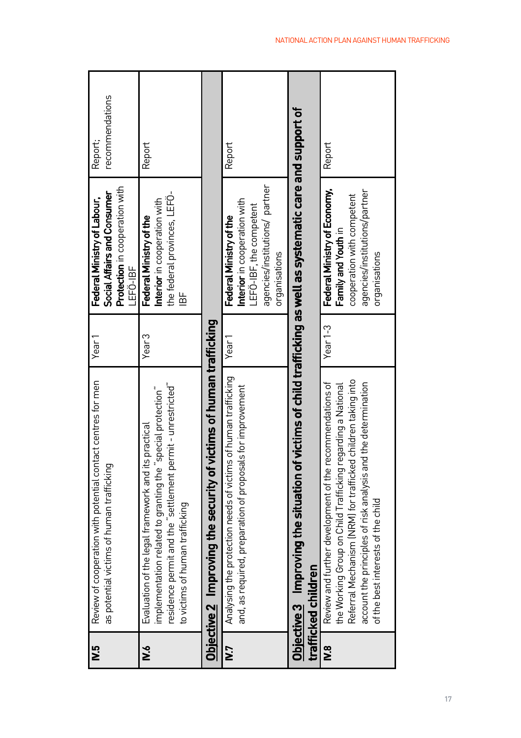| | | | | |
|---|---|---|---|---|
| **IV.5** | Review of cooperation with potential contact centres for men as potential victims of human trafficking | Year 1 | **Federal Ministry of Labour, Social Affairs and Consumer Protection** in cooperation with LEFÖ-IBF | Report; recommendations |
| **IV.6** | Evaluation of the legal framework and its practical implementation related to granting the "special protection" residence permit and the "settlement permit - unrestricted" to victims of human trafficking | Year 3 | **Federal Ministry of the Interior** in cooperation with the federal provinces, LEFÖ-IBF | Report |
| **Objective 2 Improving the security of victims of human trafficking** | | | | |
| **IV.7** | Analysing the protection needs of victims of human trafficking and, as required, preparation of proposals for improvement | Year 1 | **Federal Ministry of the Interior** in cooperation with LEFÖ-IBF, the competent agencies/institutions/ partner organisations | Report |
| **Objective 3 Improving the situation of victims of child trafficking as well as systematic care and support of trafficked children** | | | | |
| **IV.8** | Review and further development of the recommendations of the Working Group on Child Trafficking regarding a National Referral Mechanism (NRM) for trafficked children taking into account the principles of risk analysis and the determination of the best interests of the child | Year 1-3 | **Federal Ministry of Economy, Family and Youth** in cooperation with competent agencies/institutions/partner organisations | Report |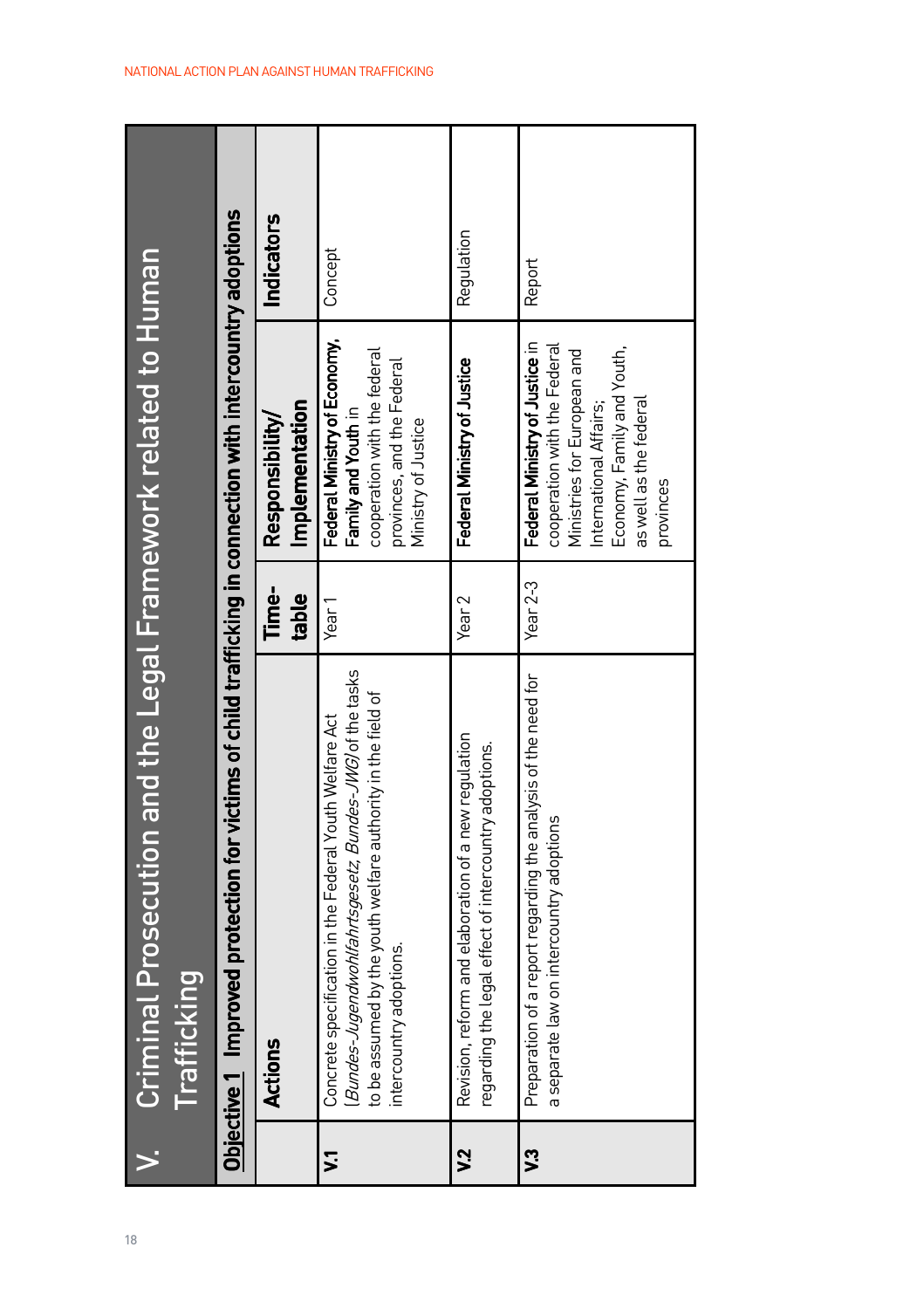| V. | Criminal Prosecution and the Legal Framework related to Human Trafficking | | | |
|---|---|---|---|---|
| **Objective 1** | **Improved protection for victims of child trafficking in connection with intercountry adoptions** | | | |
| | **Actions** | **Time-table** | **Responsibility/ Implementation** | **Indicators** |
| **V.1** | Concrete specification in the Federal Youth Welfare Act (*Bundes-Jugendwohlfahrtsgesetz, Bundes-JWG*) of the tasks to be assumed by the youth welfare authority in the field of intercountry adoptions. | Year 1 | **Federal Ministry of Economy, Family and Youth** in cooperation with the federal provinces, and the Federal Ministry of Justice | Concept |
| **V.2** | Revision, reform and elaboration of a new regulation regarding the legal effect of intercountry adoptions. | Year 2 | **Federal Ministry of Justice** | Regulation |
| **V.3** | Preparation of a report regarding the analysis of the need for a separate law on intercountry adoptions | Year 2-3 | **Federal Ministry of Justice** in cooperation with the Federal Ministries for European and International Affairs; Economy, Family and Youth, as well as the federal provinces | Report |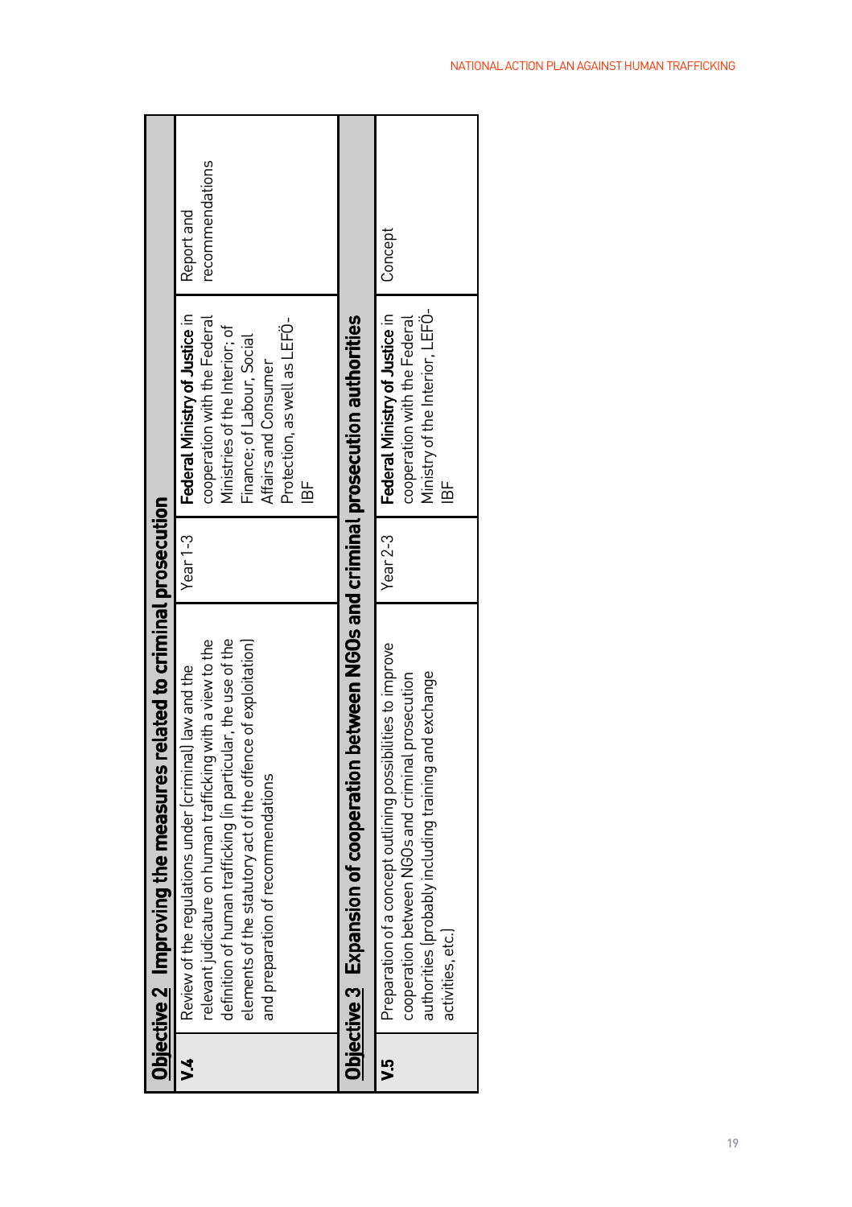| | | | | |
|---|---|---|---|---|
| **Objective 2 Improving the measures related to criminal prosecution** | | | | |
| **V.4** | Review of the regulations under (criminal) law and the relevant judicature on human trafficking with a view to the definition of human trafficking (in particular, the use of the elements of the statutory act of the offence of exploitation) and preparation of recommendations | Year 1-3 | **Federal Ministry of Justice** in cooperation with the Federal Ministries of the Interior; of Finance; of Labour, Social Affairs and Consumer Protection, as well as LEFÖ-IBF | Report and recommendations |
| **Objective 3 Expansion of cooperation between NGOs and criminal prosecution authorities** | | | | |
| **V.5** | Preparation of a concept outlining possibilities to improve cooperation between NGOs and criminal prosecution authorities (probably including training and exchange activities, etc.) | Year 2-3 | **Federal Ministry of Justice** in cooperation with the Federal Ministry of the Interior, LEFÖ-IBF | Concept |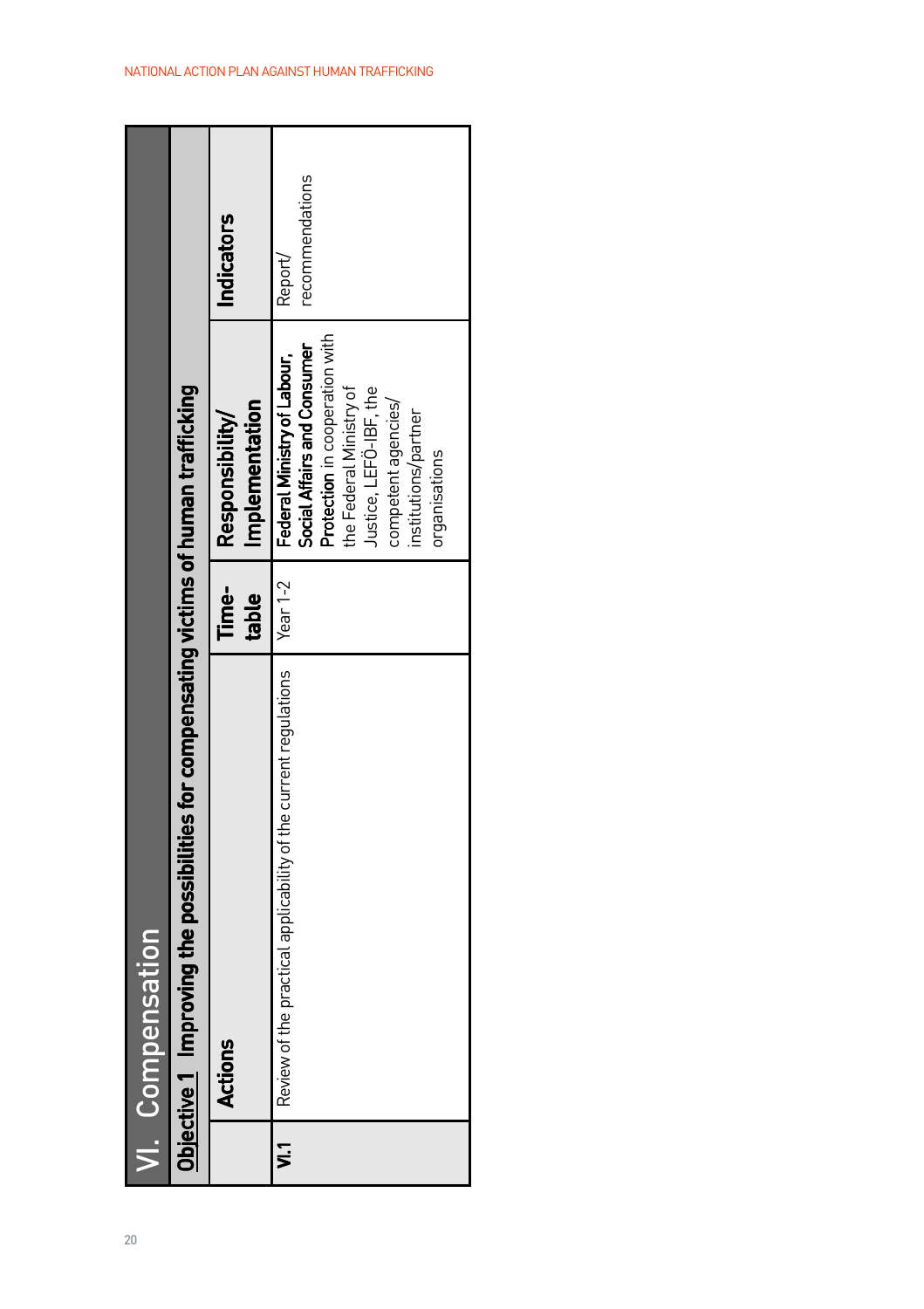## VI. Compensation

**Objective 1 Improving the possibilities for compensating victims of human trafficking**

| | Actions | Time-table | Responsibility/ Implementation | Indicators |
|---|---|---|---|---|
| **VI.1** | Review of the practical applicability of the current regulations | Year 1-2 | **Federal Ministry of Labour, Social Affairs and Consumer Protection** in cooperation with the Federal Ministry of Justice, LEFÖ-IBF, the competent agencies/ institutions/partner organisations | Report/ recommendations |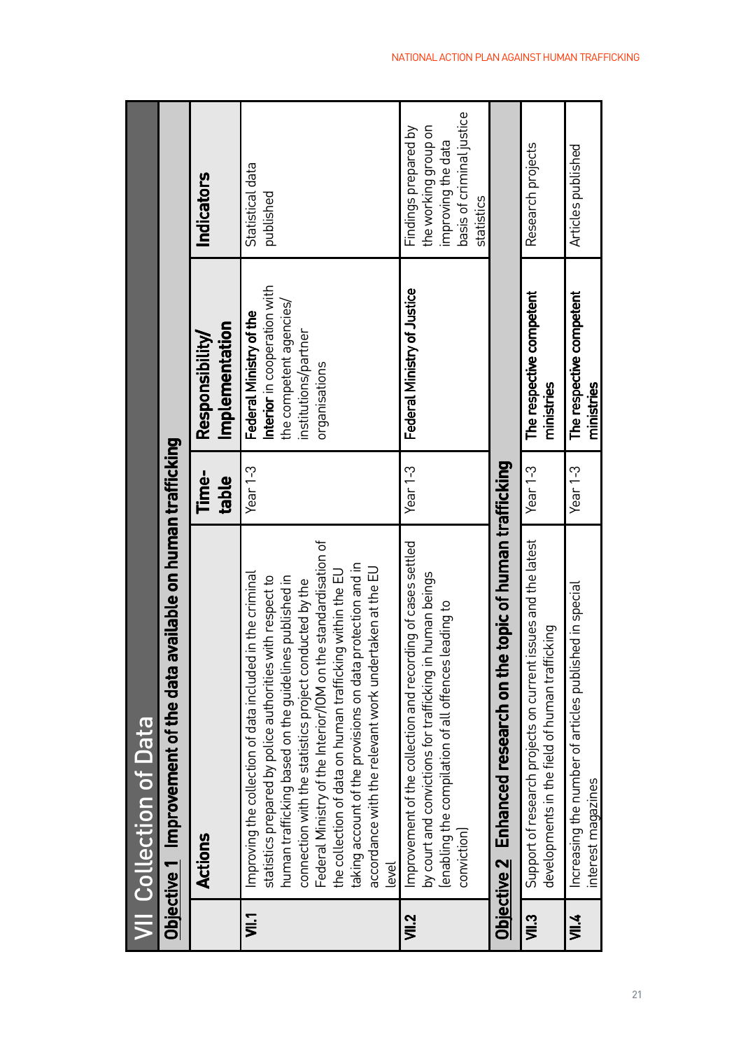# VII Collection of Data

| | Actions | Time-table | Responsibility/ Implementation | Indicators |
|---|---|---|---|---|
| **Objective 1** Improvement of the data available on human trafficking | | | | |
| **VII.1** | Improving the collection of data included in the criminal statistics prepared by police authorities with respect to human trafficking based on the guidelines published in connection with the statistics project conducted by the Federal Ministry of the Interior/IOM on the standardisation of the collection of data on human trafficking within the EU taking account of the provisions on data protection and in accordance with the relevant work undertaken at the EU level | Year 1-3 | **Federal Ministry of the Interior** in cooperation with the competent agencies/ institutions/partner organisations | Statistical data published |
| **VII.2** | Improvement of the collection and recording of cases settled by court and convictions for trafficking in human beings (enabling the compilation of all offences leading to conviction) | Year 1-3 | **Federal Ministry of Justice** | Findings prepared by the working group on improving the data basis of criminal justice statistics |
| **Objective 2** Enhanced research on the topic of human trafficking | | | | |
| **VII.3** | Support of research projects on current issues and the latest developments in the field of human trafficking | Year 1-3 | **The respective competent ministries** | Research projects |
| **VII.4** | Increasing the number of articles published in special interest magazines | Year 1-3 | **The respective competent ministries** | Articles published |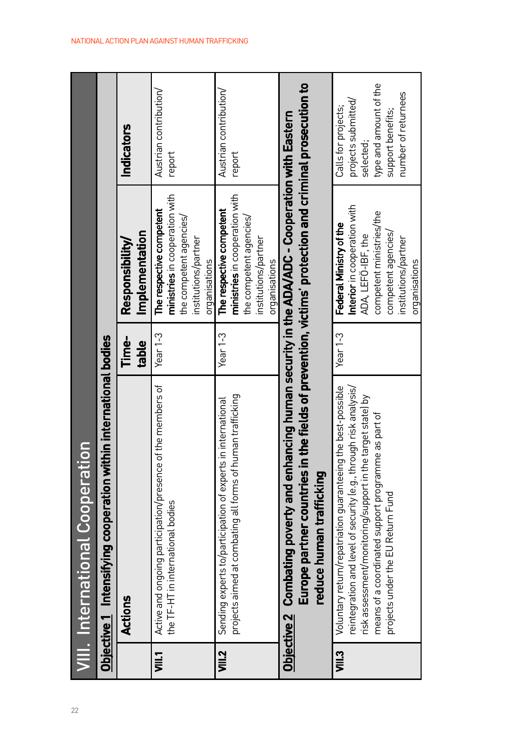# VIII. International Cooperation

| | Actions | Time-table | Responsibility/ Implementation | Indicators |
|---|---|---|---|---|
| **Objective 1 Intensifying cooperation within international bodies** | | | | |
| **VIII.1** | Active and ongoing participation/presence of the members of the TF-HT in international bodies | Year 1-3 | **The respective competent ministries** in cooperation with the competent agencies/ institutions/partner organisations | Austrian contribution/ report |
| **VIII.2** | Sending experts to/participation of experts in international projects aimed at combating all forms of human trafficking | Year 1-3 | **The respective competent ministries** in cooperation with the competent agencies/ institutions/partner organisations | Austrian contribution/ report |
| **Objective 2 Combating poverty and enhancing human security in the ADA/ADC - Cooperation with Eastern Europe partner countries in the fields of prevention, victims' protection and criminal prosecution to reduce human trafficking** | | | | |
| **VIII.3** | Voluntary return/repatriation guaranteeing the best-possible reintegration and level of security (e.g., through risk analysis/ risk assessment/monitoring/support in the target state) by means of a coordinated support programme as part of projects under the EU Return Fund | Year 1-3 | **Federal Ministry of the Interior** in cooperation with ADA, LEFÖ-IBF, the competent ministries/the competent agencies/ institutions/partner organisations | Calls for projects; projects submitted/ selected; type and amount of the support benefits; number of returnees |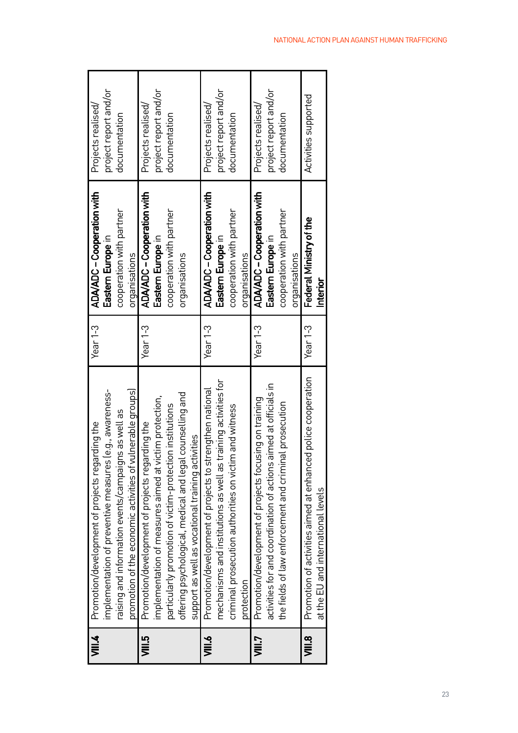| | | | | |
|---|---|---|---|---|
| **VIII.4** | Promotion/development of projects regarding the implementation of preventive measures (e.g., awareness-raising and information events/campaigns as well as promotion of the economic activities of vulnerable groups) | Year 1-3 | **ADA/ADC – Cooperation with Eastern Europe** in cooperation with partner organisations | Projects realised/ project report and/or documentation |
| **VIII.5** | Promotion/development of projects regarding the implementation of measures aimed at victim protection, particularly promotion of victim-protection institutions offering psychological, medical and legal counselling and support as well as vocational training activities | Year 1-3 | **ADA/ADC – Cooperation with Eastern Europe** in cooperation with partner organisations | Projects realised/ project report and/or documentation |
| **VIII.6** | Promotion/development of projects to strengthen national mechanisms and institutions as well as training activities for criminal prosecution authorities on victim and witness protection | Year 1-3 | **ADA/ADC – Cooperation with Eastern Europe** in cooperation with partner organisations | Projects realised/ project report and/or documentation |
| **VIII.7** | Promotion/development of projects focusing on training activities for and coordination of actions aimed at officials in the fields of law enforcement and criminal prosecution | Year 1-3 | **ADA/ADC – Cooperation with Eastern Europe** in cooperation with partner organisations | Projects realised/ project report and/or documentation |
| **VIII.8** | Promotion of activities aimed at enhanced police cooperation at the EU and international levels | Year 1-3 | **Federal Ministry of the Interior** | Activities supported |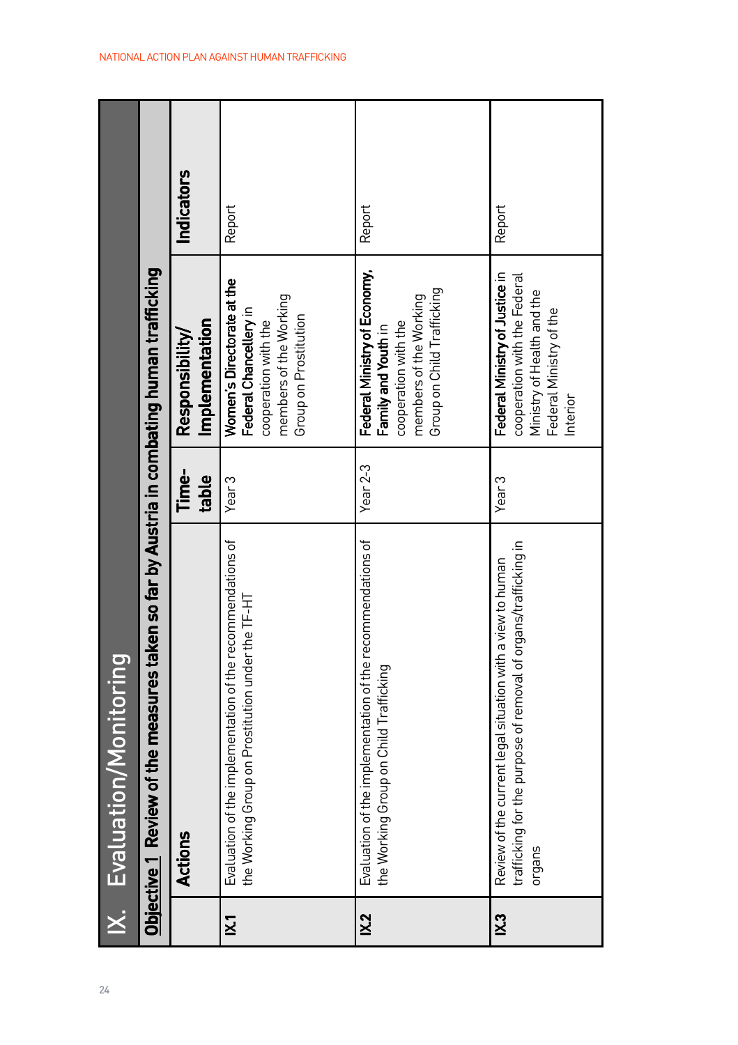# IX. Evaluation/Monitoring

**Objective 1 Review of the measures taken so far by Austria in combating human trafficking**

| | Actions | Time-table | Responsibility/ Implementation | Indicators |
|---|---|---|---|---|
| **IX.1** | Evaluation of the implementation of the recommendations of the Working Group on Prostitution under the TF-HT | Year 3 | **Women's Directorate at the Federal Chancellery** in cooperation with the members of the Working Group on Prostitution | Report |
| **IX.2** | Evaluation of the implementation of the recommendations of the Working Group on Child Trafficking | Year 2-3 | **Federal Ministry of Economy, Family and Youth** in cooperation with the members of the Working Group on Child Trafficking | Report |
| **IX.3** | Review of the current legal situation with a view to human trafficking for the purpose of removal of organs/trafficking in organs | Year 3 | **Federal Ministry of Justice** in cooperation with the Federal Ministry of Health and the Federal Ministry of the Interior | Report |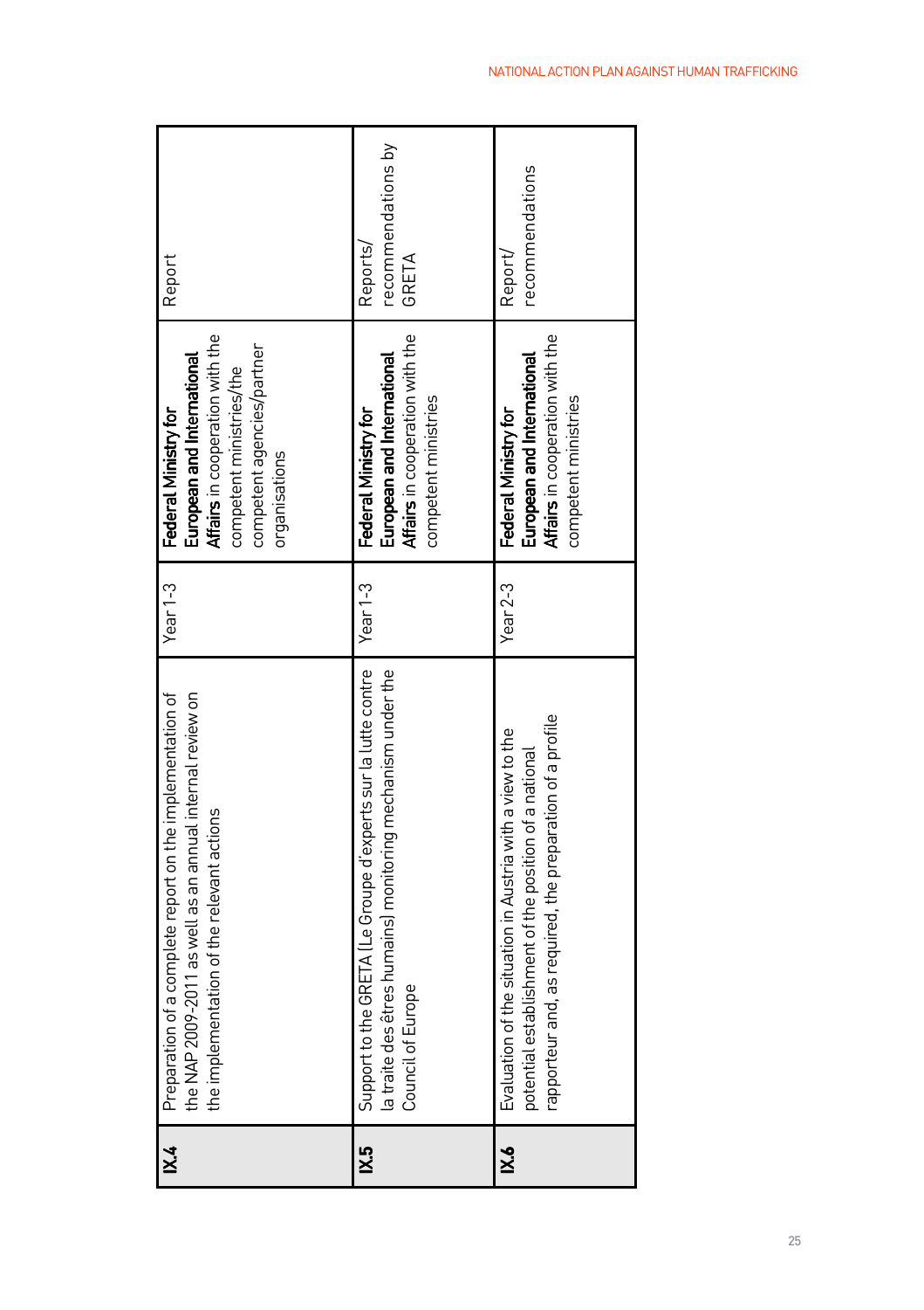| | | | | |
|---|---|---|---|---|
| **IX.4** | Preparation of a complete report on the implementation of the NAP 2009-2011 as well as an annual internal review on the implementation of the relevant actions | Year 1-3 | **Federal Ministry for European and International Affairs** in cooperation with the competent ministries/the competent agencies/partner organisations | Report |
| **IX.5** | Support to the GRETA (Le Groupe d'experts sur la lutte contre la traite des êtres humains) monitoring mechanism under the Council of Europe | Year 1-3 | **Federal Ministry for European and International Affairs** in cooperation with the competent ministries | Reports/ recommendations by GRETA |
| **IX.6** | Evaluation of the situation in Austria with a view to the potential establishment of the position of a national rapporteur and, as required, the preparation of a profile | Year 2-3 | **Federal Ministry for European and International Affairs** in cooperation with the competent ministries | Report/ recommendations |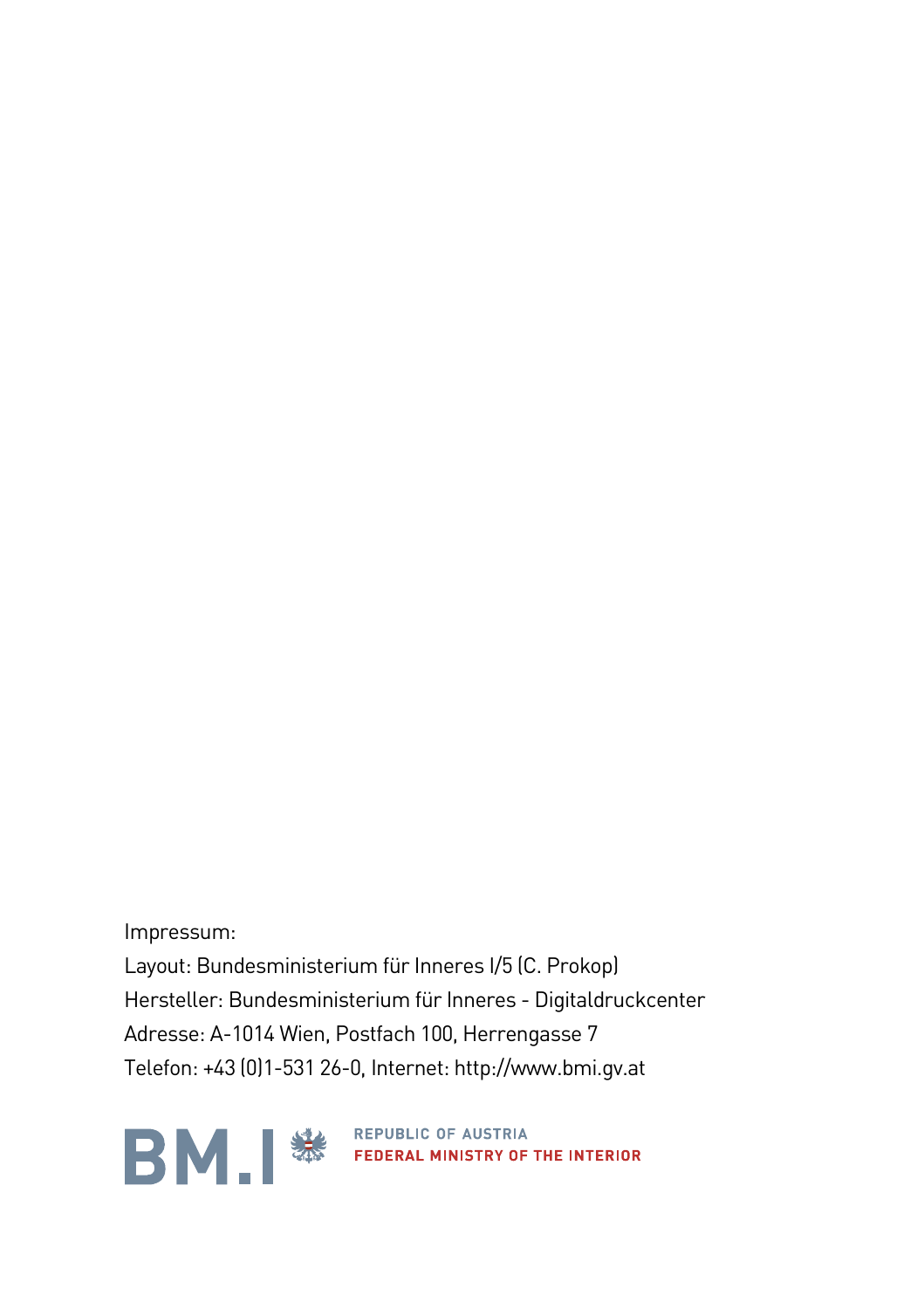Impressum:

Layout: Bundesministerium für Inneres I/5 (C. Prokop)

Hersteller: Bundesministerium für Inneres - Digitaldruckcenter

Adresse: A-1014 Wien, Postfach 100, Herrengasse 7

Telefon: +43 (0)1-531 26-0, Internet: http://www.bmi.gv.at

BM.I REPUBLIC OF AUSTRIA FEDERAL MINISTRY OF THE INTERIOR